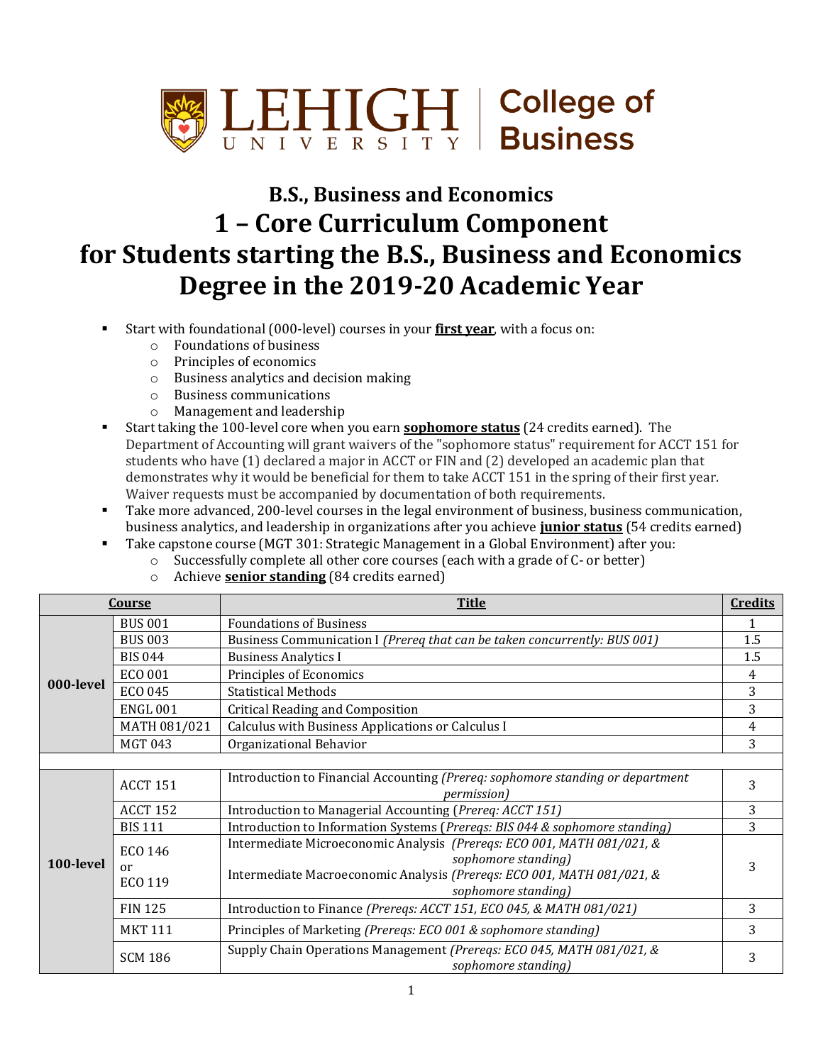# B.S., Business and Economics

# 1 – Core Curriculum Component for Students starting the B.S., Business and Economics Degree in the 2019-20 Academic Year

- Start with foundational (000-level) courses in your **first year**, with a focus on:
  - Foundations of business
  - Principles of economics
  - Business analytics and decision making
  - Business communications
  - Management and leadership
- Start taking the 100-level core when you earn **sophomore status** (24 credits earned). The Department of Accounting will grant waivers of the "sophomore status" requirement for ACCT 151 for students who have (1) declared a major in ACCT or FIN and (2) developed an academic plan that demonstrates why it would be beneficial for them to take ACCT 151 in the spring of their first year. Waiver requests must be accompanied by documentation of both requirements.
- Take more advanced, 200-level courses in the legal environment of business, business communication, business analytics, and leadership in organizations after you achieve **junior status** (54 credits earned)
- Take capstone course (MGT 301: Strategic Management in a Global Environment) after you:
  - Successfully complete all other core courses (each with a grade of C- or better)
  - Achieve **senior standing** (84 credits earned)

| Course | | Title | Credits |
|---|---|---|---|
| **000-level** | BUS 001 | Foundations of Business | 1 |
| | BUS 003 | Business Communication I *(Prereq that can be taken concurrently: BUS 001)* | 1.5 |
| | BIS 044 | Business Analytics I | 1.5 |
| | ECO 001 | Principles of Economics | 4 |
| | ECO 045 | Statistical Methods | 3 |
| | ENGL 001 | Critical Reading and Composition | 3 |
| | MATH 081/021 | Calculus with Business Applications or Calculus I | 4 |
| | MGT 043 | Organizational Behavior | 3 |
| | | | |
| **100-level** | ACCT 151 | Introduction to Financial Accounting *(Prereq: sophomore standing or department permission)* | 3 |
| | ACCT 152 | Introduction to Managerial Accounting (*Prereq: ACCT 151*) | 3 |
| | BIS 111 | Introduction to Information Systems (*Prereqs: BIS 044 & sophomore standing)* | 3 |
| | ECO 146 or ECO 119 | Intermediate Microeconomic Analysis *(Prereqs: ECO 001, MATH 081/021, & sophomore standing)* Intermediate Macroeconomic Analysis *(Prereqs: ECO 001, MATH 081/021, & sophomore standing)* | 3 |
| | FIN 125 | Introduction to Finance *(Prereqs: ACCT 151, ECO 045, & MATH 081/021)* | 3 |
| | MKT 111 | Principles of Marketing *(Prereqs: ECO 001 & sophomore standing)* | 3 |
| | SCM 186 | Supply Chain Operations Management *(Prereqs: ECO 045, MATH 081/021, & sophomore standing)* | 3 |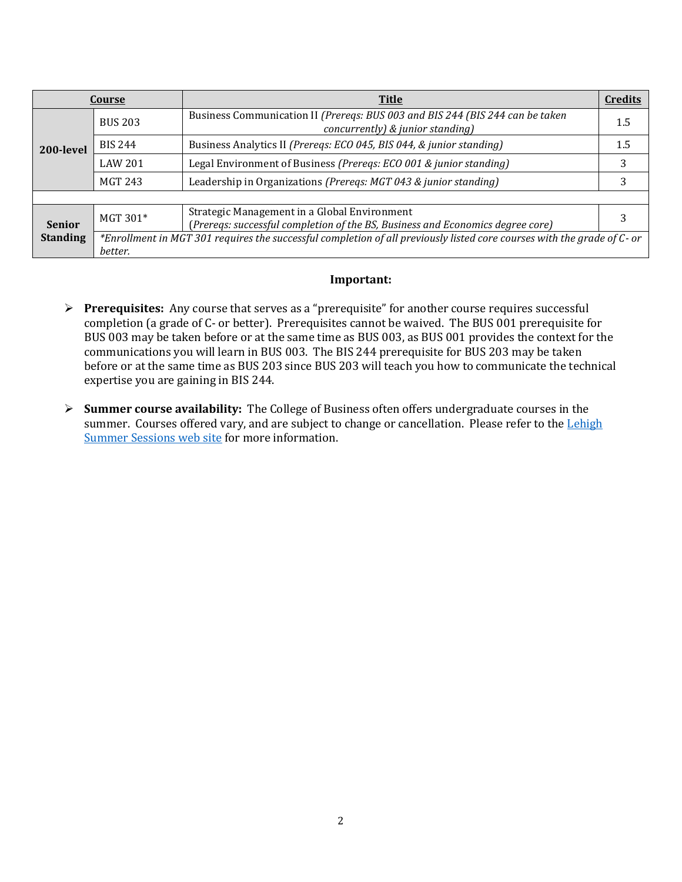| Course | | Title | Credits |
|---|---|---|---|
| 200-level | BUS 203 | Business Communication II *(Prereqs: BUS 003 and BIS 244 (BIS 244 can be taken concurrently) & junior standing)* | 1.5 |
| | BIS 244 | Business Analytics II *(Prereqs: ECO 045, BIS 044, & junior standing)* | 1.5 |
| | LAW 201 | Legal Environment of Business *(Prereqs: ECO 001 & junior standing)* | 3 |
| | MGT 243 | Leadership in Organizations *(Prereqs: MGT 043 & junior standing)* | 3 |
| | | | |
| Senior Standing | MGT 301* | Strategic Management in a Global Environment (*Prereqs: successful completion of the BS, Business and Economics degree core)* | 3 |
| | *\*Enrollment in MGT 301 requires the successful completion of all previously listed core courses with the grade of C- or better.* | | |

**Important:**

- **Prerequisites:** Any course that serves as a "prerequisite" for another course requires successful completion (a grade of C- or better). Prerequisites cannot be waived. The BUS 001 prerequisite for BUS 003 may be taken before or at the same time as BUS 003, as BUS 001 provides the context for the communications you will learn in BUS 003. The BIS 244 prerequisite for BUS 203 may be taken before or at the same time as BUS 203 since BUS 203 will teach you how to communicate the technical expertise you are gaining in BIS 244.

- **Summer course availability:** The College of Business often offers undergraduate courses in the summer. Courses offered vary, and are subject to change or cancellation. Please refer to the Lehigh Summer Sessions web site for more information.